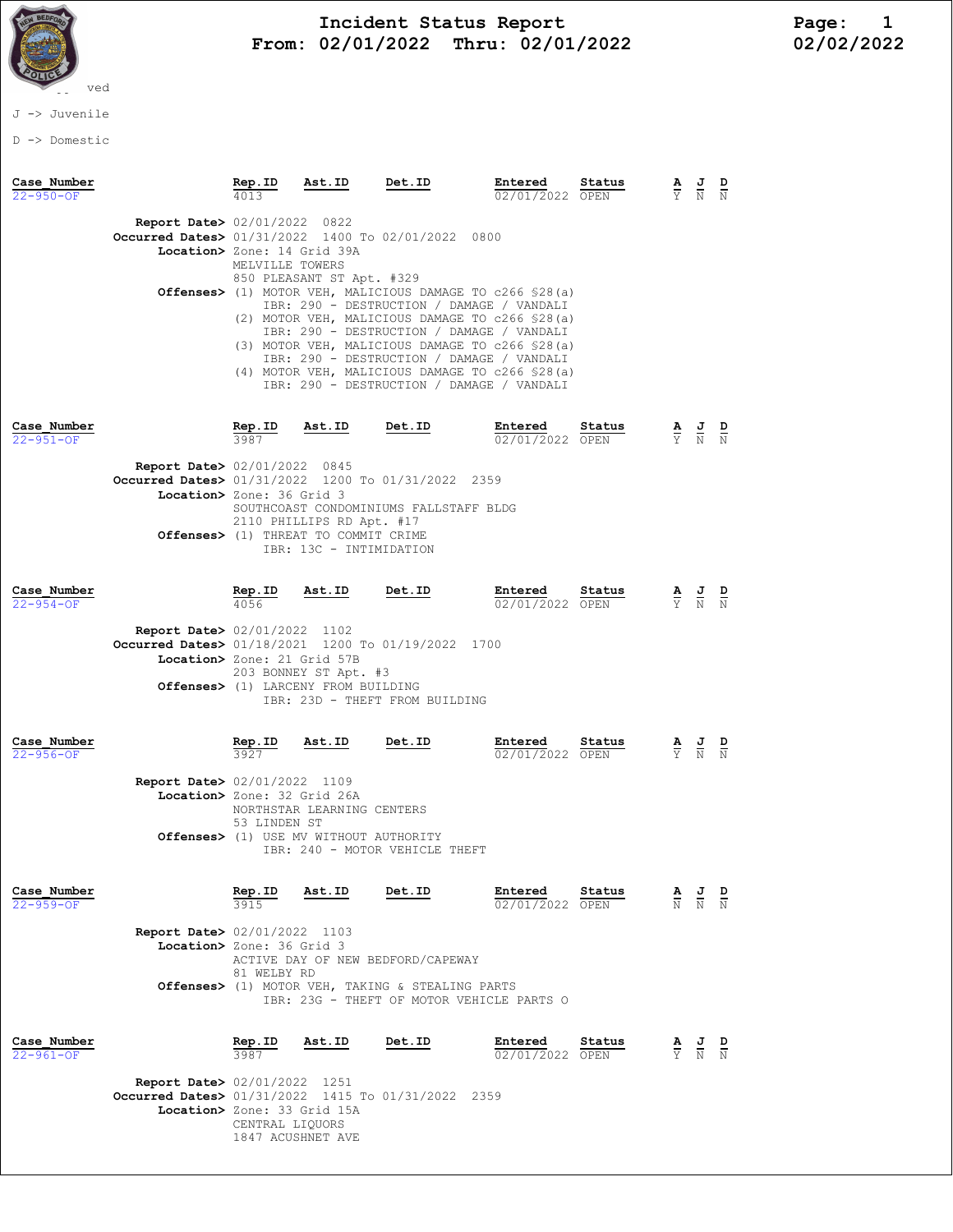# Incident Status Report

## From: 02/01/2022 Thru: 02/01/2022

ved

J -> Juvenile

D -> Domestic

| Case_Number | Rep.ID | Ast.ID | Det.ID | Entered | Status | A | J | D |
|---|---|---|---|---|---|---|---|---|
| 22-950-OF | 4013 | | | 02/01/2022 | OPEN | Y | N | N |

**Report Date>** 02/01/2022 0822
**Occurred Dates>** 01/31/2022 1400 To 02/01/2022 0800
**Location>** Zone: 14 Grid 39A
MELVILLE TOWERS
850 PLEASANT ST Apt. #329
**Offenses>** (1) MOTOR VEH, MALICIOUS DAMAGE TO c266 §28(a)
IBR: 290 - DESTRUCTION / DAMAGE / VANDALI
(2) MOTOR VEH, MALICIOUS DAMAGE TO c266 §28(a)
IBR: 290 - DESTRUCTION / DAMAGE / VANDALI
(3) MOTOR VEH, MALICIOUS DAMAGE TO c266 §28(a)
IBR: 290 - DESTRUCTION / DAMAGE / VANDALI
(4) MOTOR VEH, MALICIOUS DAMAGE TO c266 §28(a)
IBR: 290 - DESTRUCTION / DAMAGE / VANDALI

| Case_Number | Rep.ID | Ast.ID | Det.ID | Entered | Status | A | J | D |
|---|---|---|---|---|---|---|---|---|
| 22-951-OF | 3987 | | | 02/01/2022 | OPEN | Y | N | N |

**Report Date>** 02/01/2022 0845
**Occurred Dates>** 01/31/2022 1200 To 01/31/2022 2359
**Location>** Zone: 36 Grid 3
SOUTHCOAST CONDOMINIUMS FALLSTAFF BLDG
2110 PHILLIPS RD Apt. #17
**Offenses>** (1) THREAT TO COMMIT CRIME
IBR: 13C - INTIMIDATION

| Case_Number | Rep.ID | Ast.ID | Det.ID | Entered | Status | A | J | D |
|---|---|---|---|---|---|---|---|---|
| 22-954-OF | 4056 | | | 02/01/2022 | OPEN | Y | N | N |

**Report Date>** 02/01/2022 1102
**Occurred Dates>** 01/18/2021 1200 To 01/19/2022 1700
**Location>** Zone: 21 Grid 57B
203 BONNEY ST Apt. #3
**Offenses>** (1) LARCENY FROM BUILDING
IBR: 23D - THEFT FROM BUILDING

| Case_Number | Rep.ID | Ast.ID | Det.ID | Entered | Status | A | J | D |
|---|---|---|---|---|---|---|---|---|
| 22-956-OF | 3927 | | | 02/01/2022 | OPEN | Y | N | N |

**Report Date>** 02/01/2022 1109
**Location>** Zone: 32 Grid 26A
NORTHSTAR LEARNING CENTERS
53 LINDEN ST
**Offenses>** (1) USE MV WITHOUT AUTHORITY
IBR: 240 - MOTOR VEHICLE THEFT

| Case_Number | Rep.ID | Ast.ID | Det.ID | Entered | Status | A | J | D |
|---|---|---|---|---|---|---|---|---|
| 22-959-OF | 3915 | | | 02/01/2022 | OPEN | N | N | N |

**Report Date>** 02/01/2022 1103
**Location>** Zone: 36 Grid 3
ACTIVE DAY OF NEW BEDFORD/CAPEWAY
81 WELBY RD
**Offenses>** (1) MOTOR VEH, TAKING & STEALING PARTS
IBR: 23G - THEFT OF MOTOR VEHICLE PARTS O

| Case_Number | Rep.ID | Ast.ID | Det.ID | Entered | Status | A | J | D |
|---|---|---|---|---|---|---|---|---|
| 22-961-OF | 3987 | | | 02/01/2022 | OPEN | Y | N | N |

**Report Date>** 02/01/2022 1251
**Occurred Dates>** 01/31/2022 1415 To 01/31/2022 2359
**Location>** Zone: 33 Grid 15A
CENTRAL LIQUORS
1847 ACUSHNET AVE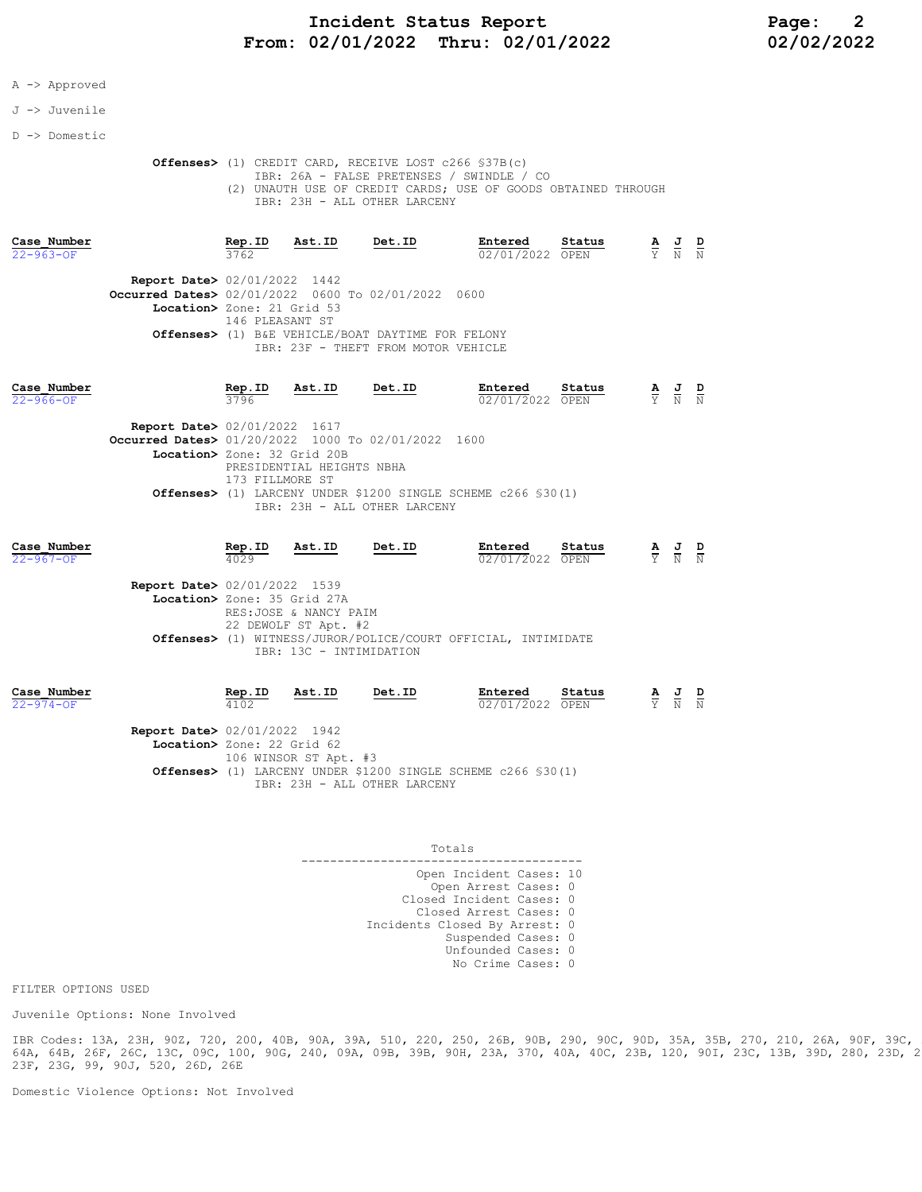A -> Approved

J -> Juvenile

D -> Domestic

**Offenses>** (1) CREDIT CARD, RECEIVE LOST c266 §37B(c)
IBR: 26A - FALSE PRETENSES / SWINDLE / CO
(2) UNAUTH USE OF CREDIT CARDS; USE OF GOODS OBTAINED THROUGH
IBR: 23H - ALL OTHER LARCENY

| Case_Number | Rep.ID | Ast.ID | Det.ID | Entered | Status | A | J | D |
|---|---|---|---|---|---|---|---|---|
| 22-963-OF | 3762 | | | 02/01/2022 | OPEN | Y | N | N |

**Report Date>** 02/01/2022 1442
**Occurred Dates>** 02/01/2022 0600 To 02/01/2022 0600
**Location>** Zone: 21 Grid 53
146 PLEASANT ST
**Offenses>** (1) B&E VEHICLE/BOAT DAYTIME FOR FELONY
IBR: 23F - THEFT FROM MOTOR VEHICLE

| Case_Number | Rep.ID | Ast.ID | Det.ID | Entered | Status | A | J | D |
|---|---|---|---|---|---|---|---|---|
| 22-966-OF | 3796 | | | 02/01/2022 | OPEN | Y | N | N |

**Report Date>** 02/01/2022 1617
**Occurred Dates>** 01/20/2022 1000 To 02/01/2022 1600
**Location>** Zone: 32 Grid 20B
PRESIDENTIAL HEIGHTS NBHA
173 FILLMORE ST
**Offenses>** (1) LARCENY UNDER $1200 SINGLE SCHEME c266 §30(1)
IBR: 23H - ALL OTHER LARCENY

| Case_Number | Rep.ID | Ast.ID | Det.ID | Entered | Status | A | J | D |
|---|---|---|---|---|---|---|---|---|
| 22-967-OF | 4029 | | | 02/01/2022 | OPEN | Y | N | N |

**Report Date>** 02/01/2022 1539
**Location>** Zone: 35 Grid 27A
RES:JOSE & NANCY PAIM
22 DEWOLF ST Apt. #2
**Offenses>** (1) WITNESS/JUROR/POLICE/COURT OFFICIAL, INTIMIDATE
IBR: 13C - INTIMIDATION

| Case_Number | Rep.ID | Ast.ID | Det.ID | Entered | Status | A | J | D |
|---|---|---|---|---|---|---|---|---|
| 22-974-OF | 4102 | | | 02/01/2022 | OPEN | Y | N | N |

**Report Date>** 02/01/2022 1942
**Location>** Zone: 22 Grid 62
106 WINSOR ST Apt. #3
**Offenses>** (1) LARCENY UNDER $1200 SINGLE SCHEME c266 §30(1)
IBR: 23H - ALL OTHER LARCENY

Totals

---

Open Incident Cases: 10
Open Arrest Cases: 0
Closed Incident Cases: 0
Closed Arrest Cases: 0
Incidents Closed By Arrest: 0
Suspended Cases: 0
Unfounded Cases: 0
No Crime Cases: 0

FILTER OPTIONS USED

Juvenile Options: None Involved

IBR Codes: 13A, 23H, 90Z, 720, 200, 40B, 90A, 39A, 510, 220, 250, 26B, 90B, 290, 90C, 90D, 35A, 35B, 270, 210, 26A, 90F, 39C, 64A, 64B, 26F, 26C, 13C, 09C, 100, 90G, 240, 09A, 09B, 39B, 90H, 23A, 370, 40A, 40C, 23B, 120, 90I, 23C, 13B, 39D, 280, 23D, 2 23F, 23G, 99, 90J, 520, 26D, 26E

Domestic Violence Options: Not Involved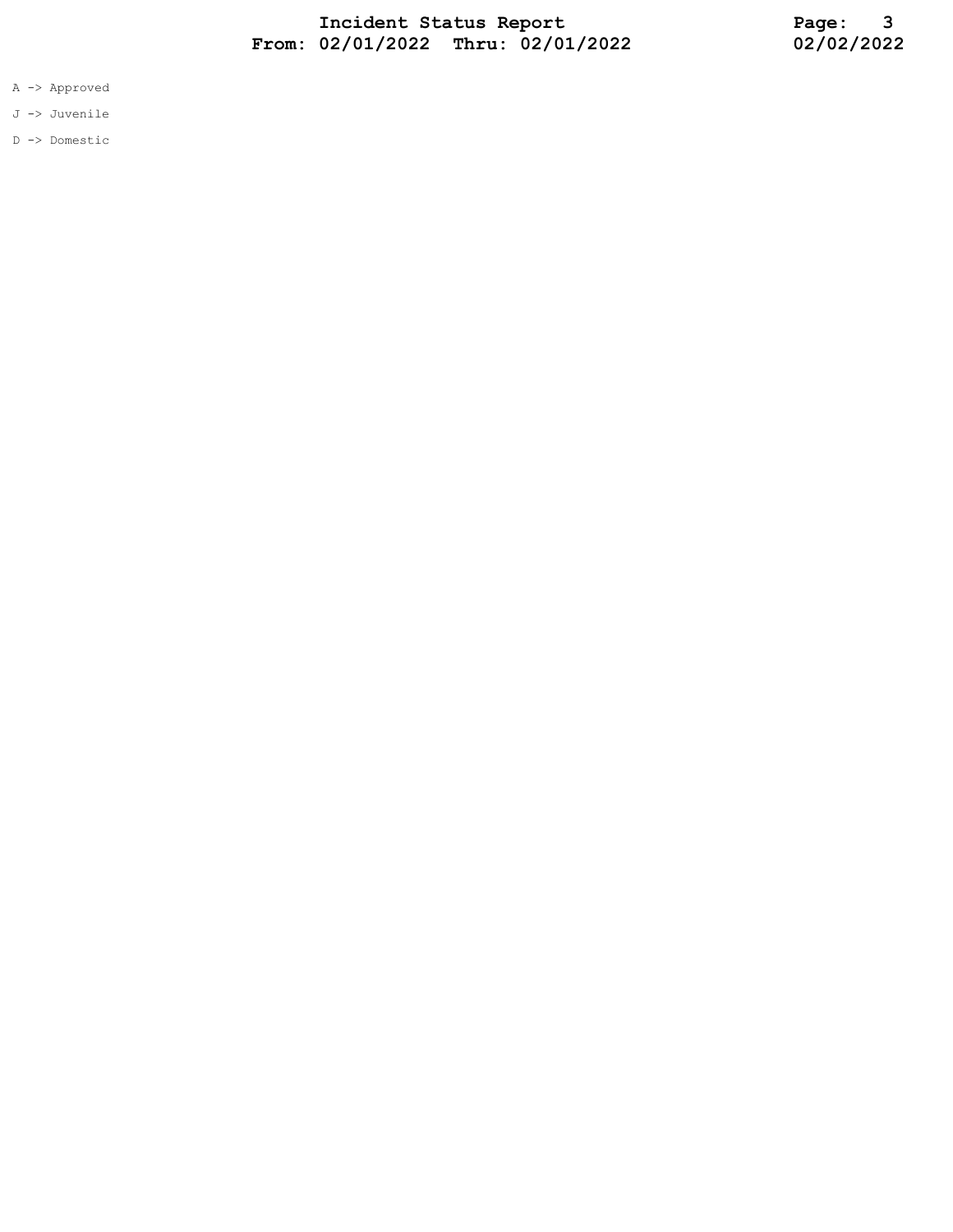A -> Approved

J -> Juvenile

D -> Domestic